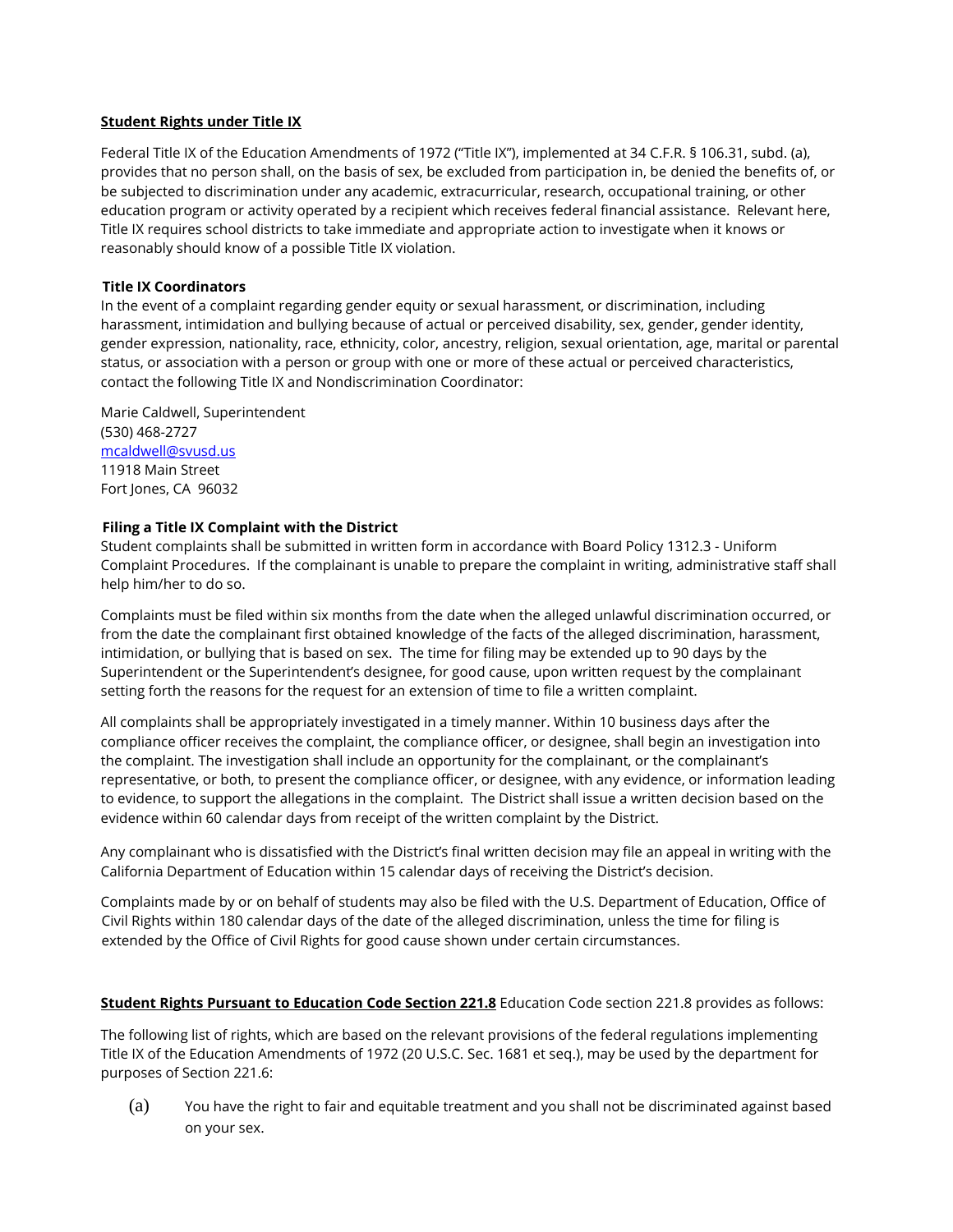## **Student Rights under Title IX**

Federal Title IX of the Education Amendments of 1972 ("Title IX"), implemented at 34 C.F.R. § 106.31, subd. (a), provides that no person shall, on the basis of sex, be excluded from participation in, be denied the benefits of, or be subjected to discrimination under any academic, extracurricular, research, occupational training, or other education program or activity operated by a recipient which receives federal financial assistance. Relevant here, Title IX requires school districts to take immediate and appropriate action to investigate when it knows or reasonably should know of a possible Title IX violation.

### Title IX Coordinators

In the event of a complaint regarding gender equity or sexual harassment, or discrimination, including harassment, intimidation and bullying because of actual or perceived disability, sex, gender, gender identity, gender expression, nationality, race, ethnicity, color, ancestry, religion, sexual orientation, age, marital or parental status, or association with a person or group with one or more of these actual or perceived characteristics, contact the following Title IX and Nondiscrimination Coordinator:

Marie Caldwell, Superintendent
(530) 468-2727
mcaldwell@svusd.us
11918 Main Street
Fort Jones, CA 96032

### Filing a Title IX Complaint with the District

Student complaints shall be submitted in written form in accordance with Board Policy 1312.3 - Uniform Complaint Procedures. If the complainant is unable to prepare the complaint in writing, administrative staff shall help him/her to do so.

Complaints must be filed within six months from the date when the alleged unlawful discrimination occurred, or from the date the complainant first obtained knowledge of the facts of the alleged discrimination, harassment, intimidation, or bullying that is based on sex. The time for filing may be extended up to 90 days by the Superintendent or the Superintendent's designee, for good cause, upon written request by the complainant setting forth the reasons for the request for an extension of time to file a written complaint.

All complaints shall be appropriately investigated in a timely manner. Within 10 business days after the compliance officer receives the complaint, the compliance officer, or designee, shall begin an investigation into the complaint. The investigation shall include an opportunity for the complainant, or the complainant's representative, or both, to present the compliance officer, or designee, with any evidence, or information leading to evidence, to support the allegations in the complaint. The District shall issue a written decision based on the evidence within 60 calendar days from receipt of the written complaint by the District.

Any complainant who is dissatisfied with the District's final written decision may file an appeal in writing with the California Department of Education within 15 calendar days of receiving the District's decision.

Complaints made by or on behalf of students may also be filed with the U.S. Department of Education, Office of Civil Rights within 180 calendar days of the date of the alleged discrimination, unless the time for filing is extended by the Office of Civil Rights for good cause shown under certain circumstances.

**Student Rights Pursuant to Education Code Section 221.8** Education Code section 221.8 provides as follows:

The following list of rights, which are based on the relevant provisions of the federal regulations implementing Title IX of the Education Amendments of 1972 (20 U.S.C. Sec. 1681 et seq.), may be used by the department for purposes of Section 221.6:

(a) You have the right to fair and equitable treatment and you shall not be discriminated against based on your sex.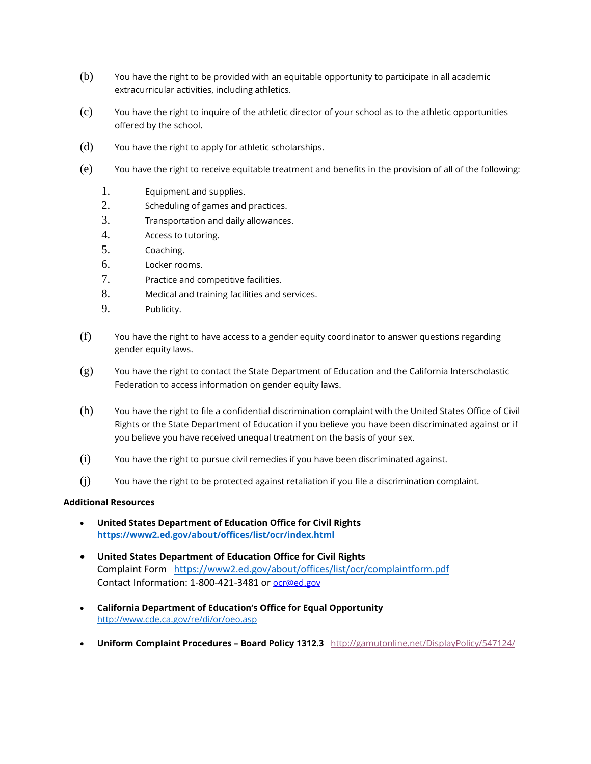(b) You have the right to be provided with an equitable opportunity to participate in all academic extracurricular activities, including athletics.

(c) You have the right to inquire of the athletic director of your school as to the athletic opportunities offered by the school.

(d) You have the right to apply for athletic scholarships.

(e) You have the right to receive equitable treatment and benefits in the provision of all of the following:

1. Equipment and supplies.
2. Scheduling of games and practices.
3. Transportation and daily allowances.
4. Access to tutoring.
5. Coaching.
6. Locker rooms.
7. Practice and competitive facilities.
8. Medical and training facilities and services.
9. Publicity.

(f) You have the right to have access to a gender equity coordinator to answer questions regarding gender equity laws.

(g) You have the right to contact the State Department of Education and the California Interscholastic Federation to access information on gender equity laws.

(h) You have the right to file a confidential discrimination complaint with the United States Office of Civil Rights or the State Department of Education if you believe you have been discriminated against or if you believe you have received unequal treatment on the basis of your sex.

(i) You have the right to pursue civil remedies if you have been discriminated against.

(j) You have the right to be protected against retaliation if you file a discrimination complaint.

**Additional Resources**

- **United States Department of Education Office for Civil Rights**
  **https://www2.ed.gov/about/offices/list/ocr/index.html**
- **United States Department of Education Office for Civil Rights**
  Complaint Form https://www2.ed.gov/about/offices/list/ocr/complaintform.pdf
  Contact Information: 1-800-421-3481 or ocr@ed.gov
- **California Department of Education's Office for Equal Opportunity**
  http://www.cde.ca.gov/re/di/or/oeo.asp
- **Uniform Complaint Procedures – Board Policy 1312.3** http://gamutonline.net/DisplayPolicy/547124/